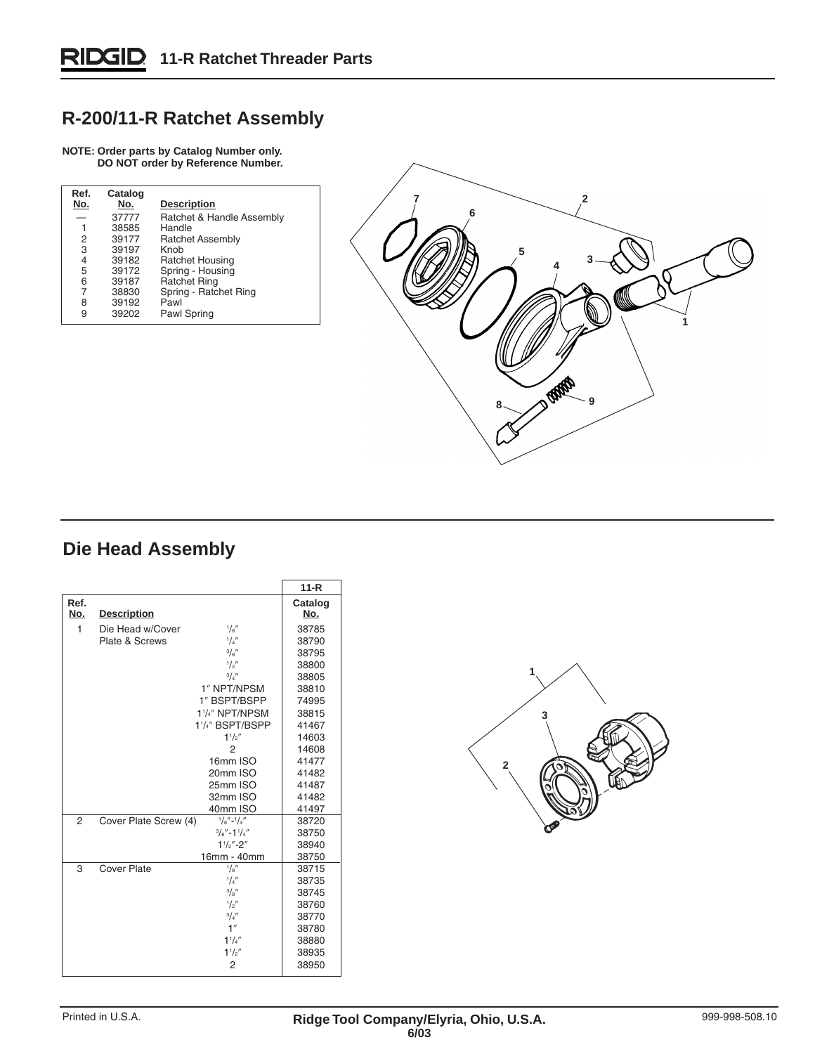# 11-R Ratchet Threader Parts

## R-200/11-R Ratchet Assembly

**NOTE: Order parts by Catalog Number only. DO NOT order by Reference Number.**

| Ref. No. | Catalog No. | Description |
|---|---|---|
| — | 37777 | Ratchet & Handle Assembly |
| 1 | 38585 | Handle |
| 2 | 39177 | Ratchet Assembly |
| 3 | 39197 | Knob |
| 4 | 39182 | Ratchet Housing |
| 5 | 39172 | Spring - Housing |
| 6 | 39187 | Ratchet Ring |
| 7 | 38830 | Spring - Ratchet Ring |
| 8 | 39192 | Pawl |
| 9 | 39202 | Pawl Spring |

## Die Head Assembly

| Ref. No. | Description | | 11-R Catalog No. |
|---|---|---|---|
| 1 | Die Head w/Cover Plate & Screws | 1/8″ | 38785 |
| | | 1/4″ | 38790 |
| | | 3/8″ | 38795 |
| | | 1/2″ | 38800 |
| | | 3/4″ | 38805 |
| | | 1″ NPT/NPSM | 38810 |
| | | 1″ BSPT/BSPP | 74995 |
| | | 1 1/4″ NPT/NPSM | 38815 |
| | | 1 1/4″ BSPT/BSPP | 41467 |
| | | 1 1/2″ | 14603 |
| | | 2 | 14608 |
| | | 16mm ISO | 41477 |
| | | 20mm ISO | 41482 |
| | | 25mm ISO | 41487 |
| | | 32mm ISO | 41482 |
| | | 40mm ISO | 41497 |
| 2 | Cover Plate Screw (4) | 1/8″-1/4″ | 38720 |
| | | 3/8″-1 1/4″ | 38750 |
| | | 1 1/2″-2″ | 38940 |
| | | 16mm - 40mm | 38750 |
| 3 | Cover Plate | 1/8″ | 38715 |
| | | 1/4″ | 38735 |
| | | 3/8″ | 38745 |
| | | 1/2″ | 38760 |
| | | 3/4″ | 38770 |
| | | 1″ | 38780 |
| | | 1 1/4″ | 38880 |
| | | 1 1/2″ | 38935 |
| | | 2 | 38950 |

Printed in U.S.A. Ridge Tool Company/Elyria, Ohio, U.S.A. 6/03 999-998-508.10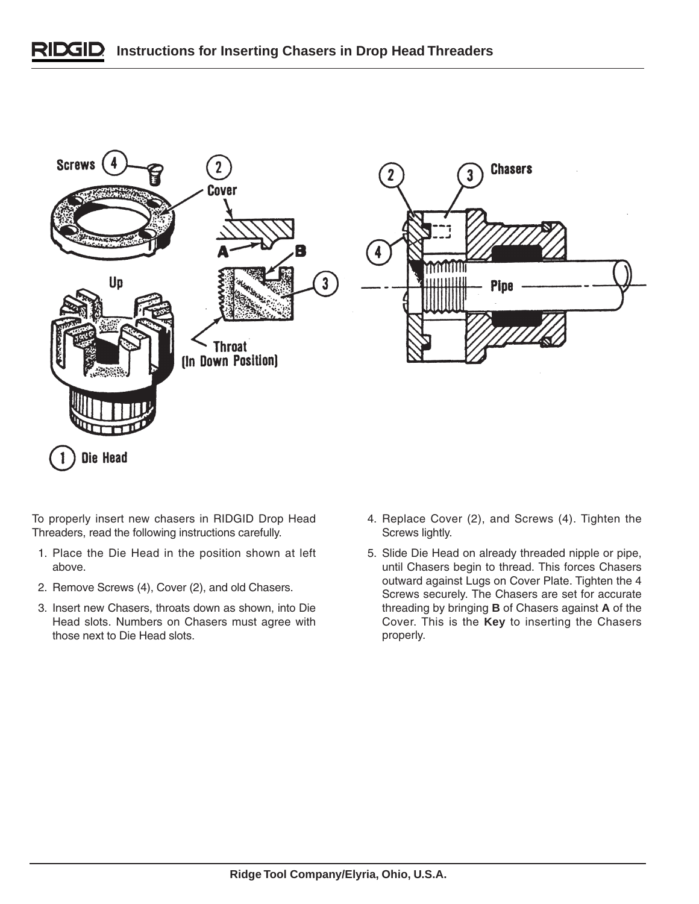# Instructions for Inserting Chasers in Drop Head Threaders

Screws 4

2 Cover

A B

Up

3

Throat (In Down Position)

1 Die Head

2 3 Chasers

4

Pipe

To properly insert new chasers in RIDGID Drop Head Threaders, read the following instructions carefully.

1. Place the Die Head in the position shown at left above.
2. Remove Screws (4), Cover (2), and old Chasers.
3. Insert new Chasers, throats down as shown, into Die Head slots. Numbers on Chasers must agree with those next to Die Head slots.
4. Replace Cover (2), and Screws (4). Tighten the Screws lightly.
5. Slide Die Head on already threaded nipple or pipe, until Chasers begin to thread. This forces Chasers outward against Lugs on Cover Plate. Tighten the 4 Screws securely. The Chasers are set for accurate threading by bringing **B** of Chasers against **A** of the Cover. This is the **Key** to inserting the Chasers properly.

Ridge Tool Company/Elyria, Ohio, U.S.A.